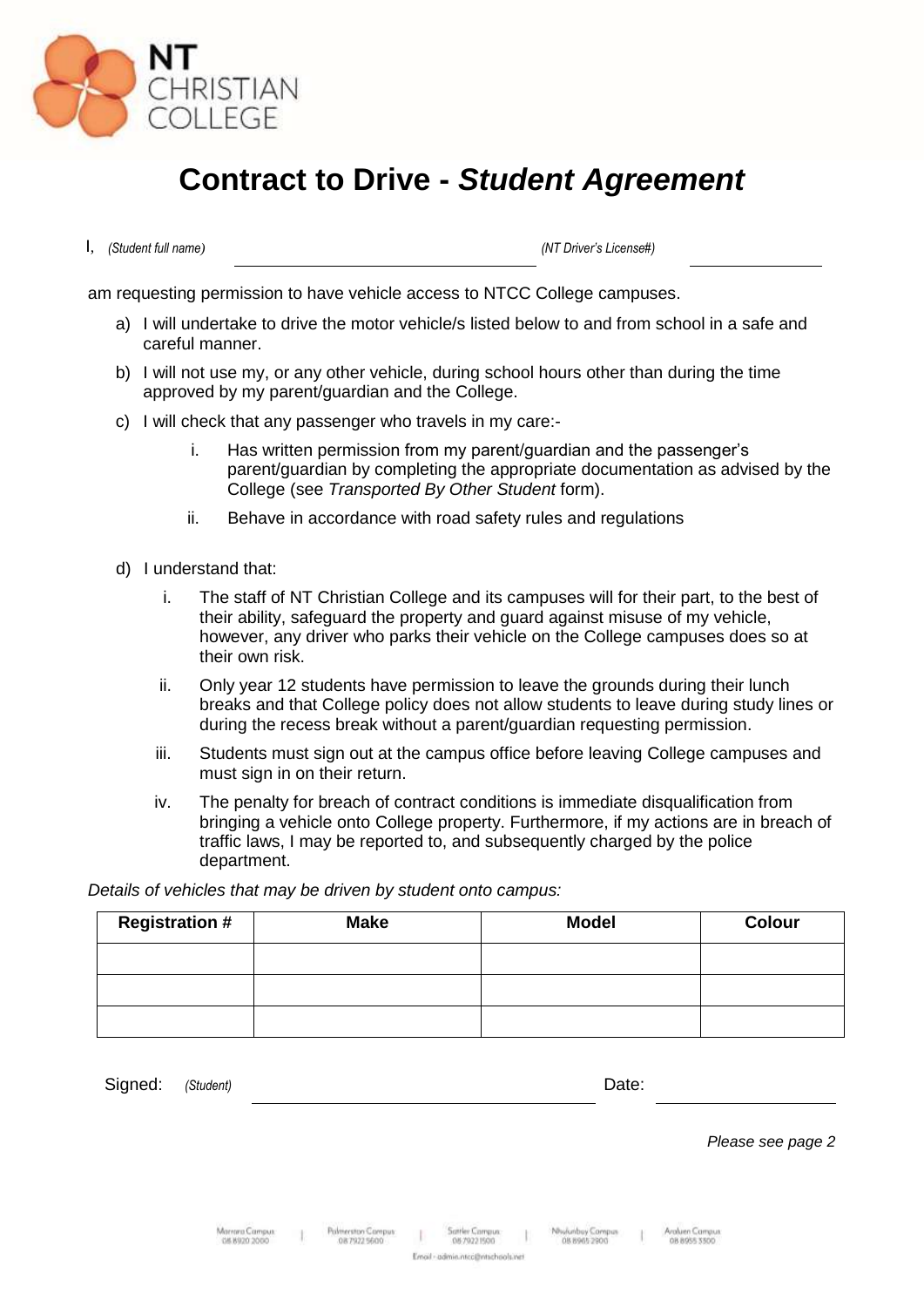NT CHRISTIAN COLLEGE

# Contract to Drive - *Student Agreement*

I, *(Student full name)* \_\_\_\_\_\_\_\_\_\_\_\_\_\_\_\_\_\_\_\_\_\_\_\_\_\_\_\_\_\_ *(NT Driver's License#)* \_\_\_\_\_\_\_\_\_\_\_\_\_\_

am requesting permission to have vehicle access to NTCC College campuses.

a) I will undertake to drive the motor vehicle/s listed below to and from school in a safe and careful manner.

b) I will not use my, or any other vehicle, during school hours other than during the time approved by my parent/guardian and the College.

c) I will check that any passenger who travels in my care:-

   i. Has written permission from my parent/guardian and the passenger's parent/guardian by completing the appropriate documentation as advised by the College (see *Transported By Other Student* form).

   ii. Behave in accordance with road safety rules and regulations

d) I understand that:

   i. The staff of NT Christian College and its campuses will for their part, to the best of their ability, safeguard the property and guard against misuse of my vehicle, however, any driver who parks their vehicle on the College campuses does so at their own risk.

   ii. Only year 12 students have permission to leave the grounds during their lunch breaks and that College policy does not allow students to leave during study lines or during the recess break without a parent/guardian requesting permission.

   iii. Students must sign out at the campus office before leaving College campuses and must sign in on their return.

   iv. The penalty for breach of contract conditions is immediate disqualification from bringing a vehicle onto College property. Furthermore, if my actions are in breach of traffic laws, I may be reported to, and subsequently charged by the police department.

*Details of vehicles that may be driven by student onto campus:*

| Registration # | Make | Model | Colour |
|---|---|---|---|
| | | | |
| | | | |
| | | | |

Signed: *(Student)* \_\_\_\_\_\_\_\_\_\_\_\_\_\_\_\_\_\_\_\_\_\_\_\_\_\_\_\_\_\_ Date: \_\_\_\_\_\_\_\_\_\_\_\_\_\_

*Please see page 2*

Marrara Campus 08 8920 2000 | Palmerston Campus 08 7922 5600 | Sattler Campus 08 7922 1500 | Nhulunbuy Campus 08 8965 2900 | Araluen Campus 08 8955 3300

Email - admin.ntcc@ntschools.net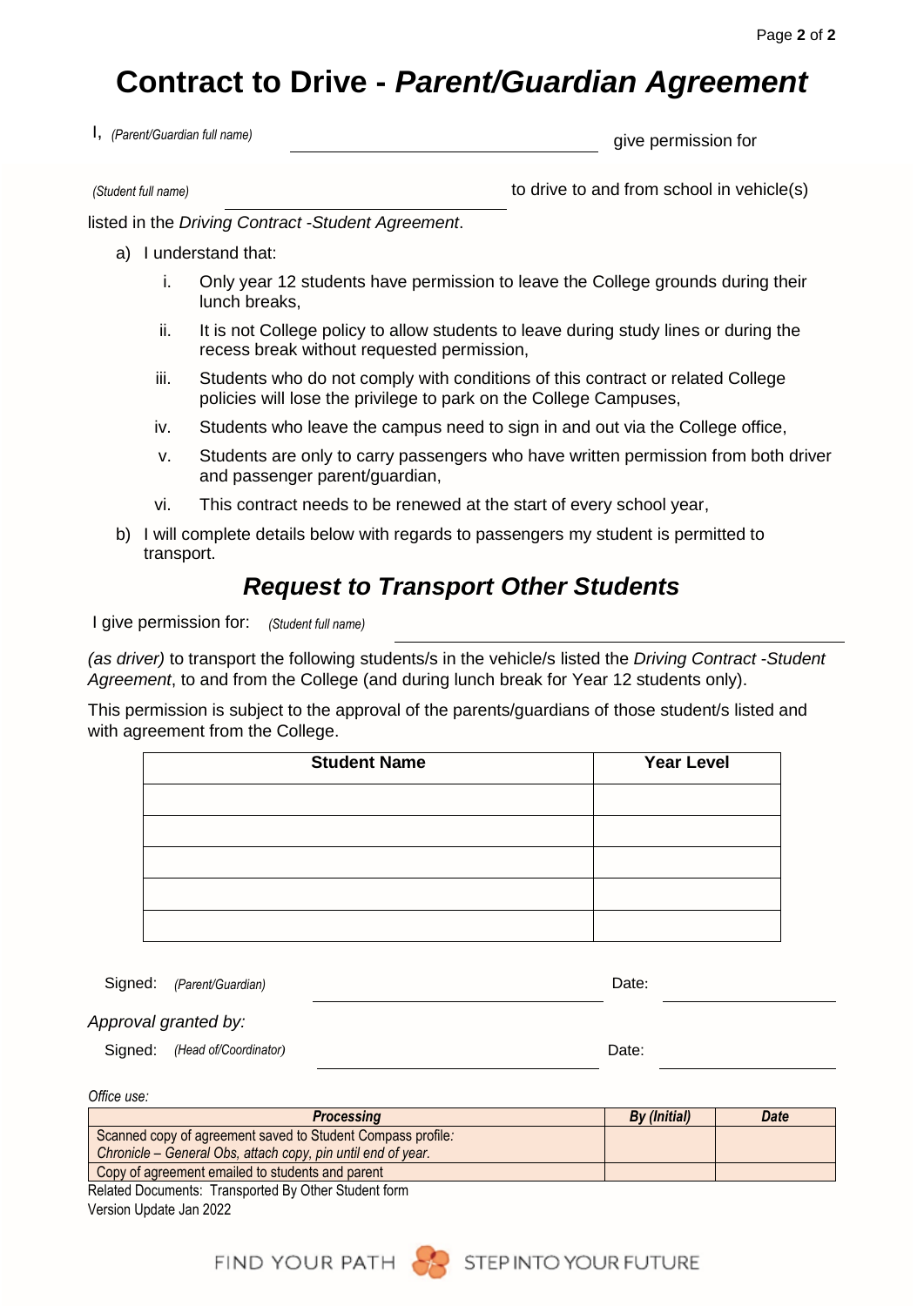# Contract to Drive - *Parent/Guardian Agreement*

I, *(Parent/Guardian full name)* \_\_\_\_\_\_\_\_\_\_\_\_\_\_\_\_\_\_\_\_\_\_\_\_\_\_\_\_\_\_\_\_ give permission for

*(Student full name)* \_\_\_\_\_\_\_\_\_\_\_\_\_\_\_\_\_\_\_\_\_\_\_\_\_\_\_\_\_\_\_\_ to drive to and from school in vehicle(s) listed in the *Driving Contract -Student Agreement*.

a) I understand that:

   i. Only year 12 students have permission to leave the College grounds during their lunch breaks,

   ii. It is not College policy to allow students to leave during study lines or during the recess break without requested permission,

   iii. Students who do not comply with conditions of this contract or related College policies will lose the privilege to park on the College Campuses,

   iv. Students who leave the campus need to sign in and out via the College office,

   v. Students are only to carry passengers who have written permission from both driver and passenger parent/guardian,

   vi. This contract needs to be renewed at the start of every school year,

b) I will complete details below with regards to passengers my student is permitted to transport.

## *Request to Transport Other Students*

I give permission for: *(Student full name)* \_\_\_\_\_\_\_\_\_\_\_\_\_\_\_\_\_\_\_\_\_\_\_\_\_\_\_\_\_\_\_\_

*(as driver)* to transport the following students/s in the vehicle/s listed the *Driving Contract -Student Agreement*, to and from the College (and during lunch break for Year 12 students only).

This permission is subject to the approval of the parents/guardians of those student/s listed and with agreement from the College.

| Student Name | Year Level |
|---|---|
| | |
| | |
| | |
| | |
| | |

Signed: *(Parent/Guardian)* \_\_\_\_\_\_\_\_\_\_\_\_\_\_\_\_\_\_\_\_\_\_\_\_ Date: \_\_\_\_\_\_\_\_\_\_\_\_\_\_

*Approval granted by:*

Signed: *(Head of/Coordinator)* \_\_\_\_\_\_\_\_\_\_\_\_\_\_\_\_\_\_\_\_\_\_\_\_ Date: \_\_\_\_\_\_\_\_\_\_\_\_\_\_

*Office use:*

| *Processing* | *By (Initial)* | *Date* |
|---|---|---|
| Scanned copy of agreement saved to Student Compass profile: *Chronicle – General Obs, attach copy, pin until end of year.* | | |
| Copy of agreement emailed to students and parent | | |

Related Documents: Transported By Other Student form

Version Update Jan 2022

FIND YOUR PATH STEP INTO YOUR FUTURE